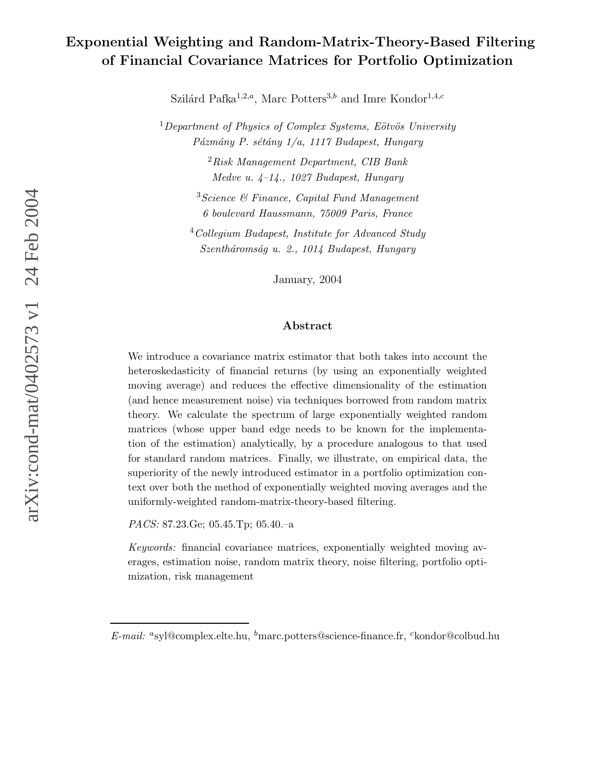# Exponential Weighting and Random-Matrix-Theory-Based Filtering of Financial Covariance Matrices for Portfolio Optimization

Szilárd Pafka[1,2,a], Marc Potters[3,b] and Imre Kondor[1,4,c]

[1] *Department of Physics of Complex Systems, Eötvös University*
*Pázmány P. sétány 1/a, 1117 Budapest, Hungary*

[2] *Risk Management Department, CIB Bank*
*Medve u. 4–14., 1027 Budapest, Hungary*

[3] *Science & Finance, Capital Fund Management*
*6 boulevard Haussmann, 75009 Paris, France*

[4] *Collegium Budapest, Institute for Advanced Study*
*Szentháromság u. 2., 1014 Budapest, Hungary*

January, 2004

## Abstract

We introduce a covariance matrix estimator that both takes into account the heteroskedasticity of financial returns (by using an exponentially weighted moving average) and reduces the effective dimensionality of the estimation (and hence measurement noise) via techniques borrowed from random matrix theory. We calculate the spectrum of large exponentially weighted random matrices (whose upper band edge needs to be known for the implementation of the estimation) analytically, by a procedure analogous to that used for standard random matrices. Finally, we illustrate, on empirical data, the superiority of the newly introduced estimator in a portfolio optimization context over both the method of exponentially weighted moving averages and the uniformly-weighted random-matrix-theory-based filtering.

*PACS:* 87.23.Ge; 05.45.Tp; 05.40.–a

*Keywords:* financial covariance matrices, exponentially weighted moving averages, estimation noise, random matrix theory, noise filtering, portfolio optimization, risk management

---

*E-mail:* [a]syl@complex.elte.hu, [b]marc.potters@science-finance.fr, [c]kondor@colbud.hu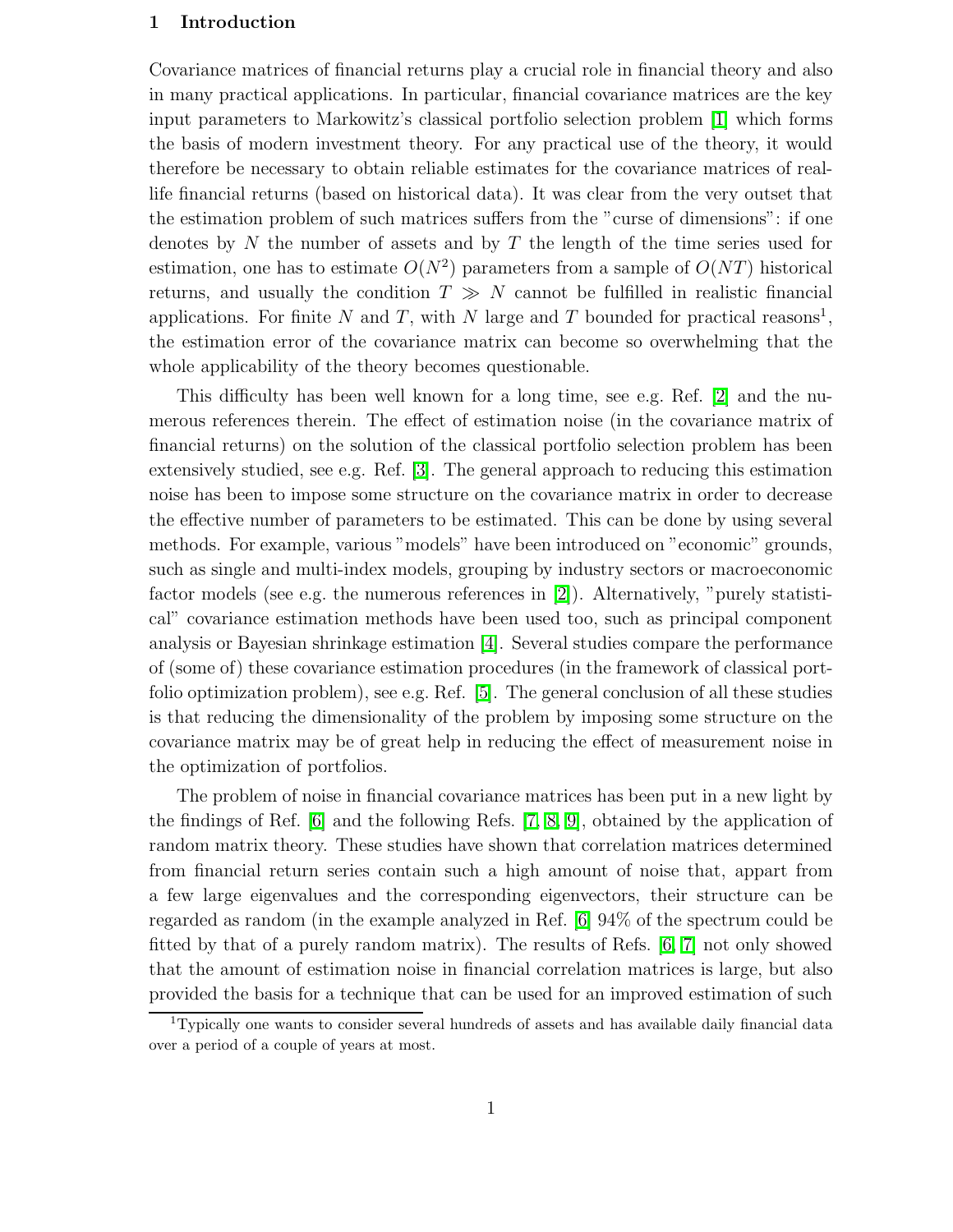# 1 Introduction

Covariance matrices of financial returns play a crucial role in financial theory and also in many practical applications. In particular, financial covariance matrices are the key input parameters to Markowitz's classical portfolio selection problem [1] which forms the basis of modern investment theory. For any practical use of the theory, it would therefore be necessary to obtain reliable estimates for the covariance matrices of real-life financial returns (based on historical data). It was clear from the very outset that the estimation problem of such matrices suffers from the "curse of dimensions": if one denotes by $N$ the number of assets and by $T$ the length of the time series used for estimation, one has to estimate $O(N^2)$ parameters from a sample of $O(NT)$ historical returns, and usually the condition $T \gg N$ cannot be fulfilled in realistic financial applications. For finite $N$ and $T$, with $N$ large and $T$ bounded for practical reasons[1], the estimation error of the covariance matrix can become so overwhelming that the whole applicability of the theory becomes questionable.

This difficulty has been well known for a long time, see e.g. Ref. [2] and the numerous references therein. The effect of estimation noise (in the covariance matrix of financial returns) on the solution of the classical portfolio selection problem has been extensively studied, see e.g. Ref. [3]. The general approach to reducing this estimation noise has been to impose some structure on the covariance matrix in order to decrease the effective number of parameters to be estimated. This can be done by using several methods. For example, various "models" have been introduced on "economic" grounds, such as single and multi-index models, grouping by industry sectors or macroeconomic factor models (see e.g. the numerous references in [2]). Alternatively, "purely statistical" covariance estimation methods have been used too, such as principal component analysis or Bayesian shrinkage estimation [4]. Several studies compare the performance of (some of) these covariance estimation procedures (in the framework of classical portfolio optimization problem), see e.g. Ref. [5]. The general conclusion of all these studies is that reducing the dimensionality of the problem by imposing some structure on the covariance matrix may be of great help in reducing the effect of measurement noise in the optimization of portfolios.

The problem of noise in financial covariance matrices has been put in a new light by the findings of Ref. [6] and the following Refs. [7, 8, 9], obtained by the application of random matrix theory. These studies have shown that correlation matrices determined from financial return series contain such a high amount of noise that, appart from a few large eigenvalues and the corresponding eigenvectors, their structure can be regarded as random (in the example analyzed in Ref. [6] 94% of the spectrum could be fitted by that of a purely random matrix). The results of Refs. [6, 7] not only showed that the amount of estimation noise in financial correlation matrices is large, but also provided the basis for a technique that can be used for an improved estimation of such

[1] Typically one wants to consider several hundreds of assets and has available daily financial data over a period of a couple of years at most.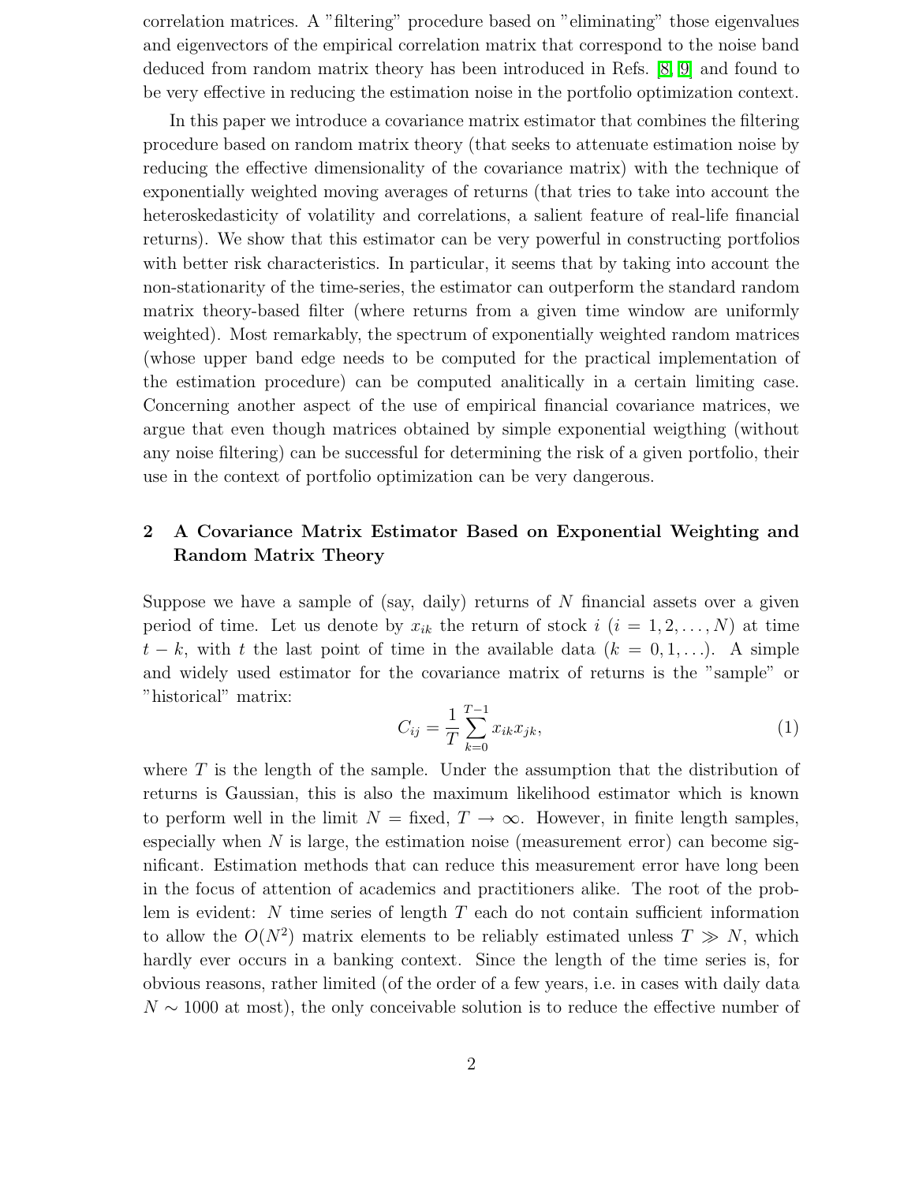correlation matrices. A "filtering" procedure based on "eliminating" those eigenvalues and eigenvectors of the empirical correlation matrix that correspond to the noise band deduced from random matrix theory has been introduced in Refs. [8, 9] and found to be very effective in reducing the estimation noise in the portfolio optimization context.

In this paper we introduce a covariance matrix estimator that combines the filtering procedure based on random matrix theory (that seeks to attenuate estimation noise by reducing the effective dimensionality of the covariance matrix) with the technique of exponentially weighted moving averages of returns (that tries to take into account the heteroskedasticity of volatility and correlations, a salient feature of real-life financial returns). We show that this estimator can be very powerful in constructing portfolios with better risk characteristics. In particular, it seems that by taking into account the non-stationarity of the time-series, the estimator can outperform the standard random matrix theory-based filter (where returns from a given time window are uniformly weighted). Most remarkably, the spectrum of exponentially weighted random matrices (whose upper band edge needs to be computed for the practical implementation of the estimation procedure) can be computed analitically in a certain limiting case. Concerning another aspect of the use of empirical financial covariance matrices, we argue that even though matrices obtained by simple exponential weigthing (without any noise filtering) can be successful for determining the risk of a given portfolio, their use in the context of portfolio optimization can be very dangerous.

## 2 A Covariance Matrix Estimator Based on Exponential Weighting and Random Matrix Theory

Suppose we have a sample of (say, daily) returns of $N$ financial assets over a given period of time. Let us denote by $x_{ik}$ the return of stock $i$ ($i = 1, 2, \ldots, N$) at time $t - k$, with $t$ the last point of time in the available data ($k = 0, 1, \ldots$). A simple and widely used estimator for the covariance matrix of returns is the "sample" or "historical" matrix:

$$C_{ij} = \frac{1}{T} \sum_{k=0}^{T-1} x_{ik} x_{jk}, \tag{1}$$

where $T$ is the length of the sample. Under the assumption that the distribution of returns is Gaussian, this is also the maximum likelihood estimator which is known to perform well in the limit $N$ = fixed, $T \to \infty$. However, in finite length samples, especially when $N$ is large, the estimation noise (measurement error) can become significant. Estimation methods that can reduce this measurement error have long been in the focus of attention of academics and practitioners alike. The root of the problem is evident: $N$ time series of length $T$ each do not contain sufficient information to allow the $O(N^2)$ matrix elements to be reliably estimated unless $T \gg N$, which hardly ever occurs in a banking context. Since the length of the time series is, for obvious reasons, rather limited (of the order of a few years, i.e. in cases with daily data $N \sim 1000$ at most), the only conceivable solution is to reduce the effective number of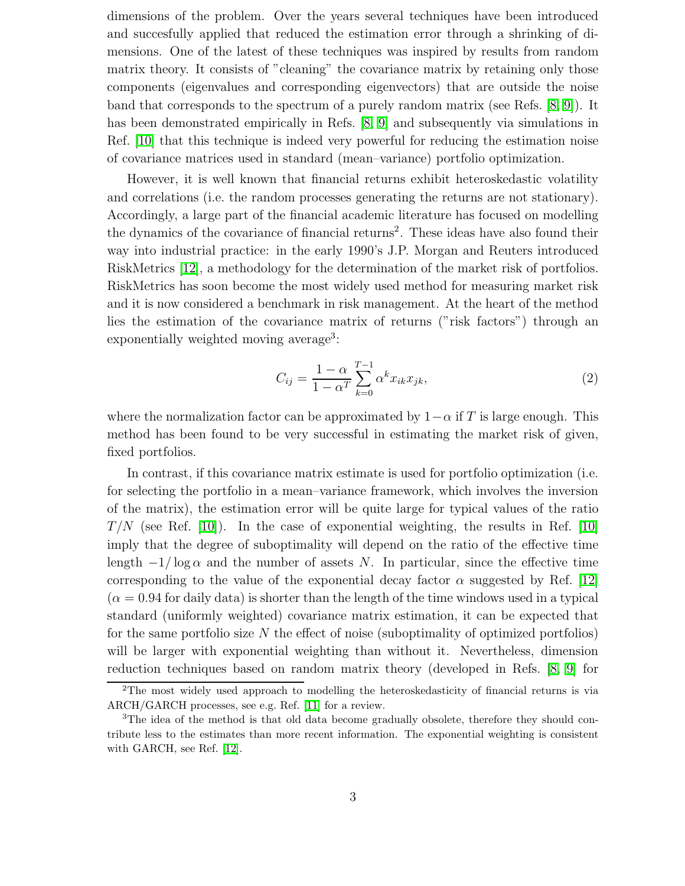dimensions of the problem. Over the years several techniques have been introduced and succesfully applied that reduced the estimation error through a shrinking of dimensions. One of the latest of these techniques was inspired by results from random matrix theory. It consists of "cleaning" the covariance matrix by retaining only those components (eigenvalues and corresponding eigenvectors) that are outside the noise band that corresponds to the spectrum of a purely random matrix (see Refs. [8, 9]). It has been demonstrated empirically in Refs. [8, 9] and subsequently via simulations in Ref. [10] that this technique is indeed very powerful for reducing the estimation noise of covariance matrices used in standard (mean–variance) portfolio optimization.

However, it is well known that financial returns exhibit heteroskedastic volatility and correlations (i.e. the random processes generating the returns are not stationary). Accordingly, a large part of the financial academic literature has focused on modelling the dynamics of the covariance of financial returns[2]. These ideas have also found their way into industrial practice: in the early 1990's J.P. Morgan and Reuters introduced RiskMetrics [12], a methodology for the determination of the market risk of portfolios. RiskMetrics has soon become the most widely used method for measuring market risk and it is now considered a benchmark in risk management. At the heart of the method lies the estimation of the covariance matrix of returns ("risk factors") through an exponentially weighted moving average[3]:

$$C_{ij} = \frac{1-\alpha}{1-\alpha^T} \sum_{k=0}^{T-1} \alpha^k x_{ik} x_{jk}, \tag{2}$$

where the normalization factor can be approximated by $1-\alpha$ if $T$ is large enough. This method has been found to be very successful in estimating the market risk of given, fixed portfolios.

In contrast, if this covariance matrix estimate is used for portfolio optimization (i.e. for selecting the portfolio in a mean–variance framework, which involves the inversion of the matrix), the estimation error will be quite large for typical values of the ratio $T/N$ (see Ref. [10]). In the case of exponential weighting, the results in Ref. [10] imply that the degree of suboptimality will depend on the ratio of the effective time length $-1/\log \alpha$ and the number of assets $N$. In particular, since the effective time corresponding to the value of the exponential decay factor $\alpha$ suggested by Ref. [12] ($\alpha = 0.94$ for daily data) is shorter than the length of the time windows used in a typical standard (uniformly weighted) covariance matrix estimation, it can be expected that for the same portfolio size $N$ the effect of noise (suboptimality of optimized portfolios) will be larger with exponential weighting than without it. Nevertheless, dimension reduction techniques based on random matrix theory (developed in Refs. [8, 9] for

[2]The most widely used approach to modelling the heteroskedasticity of financial returns is via ARCH/GARCH processes, see e.g. Ref. [11] for a review.

[3]The idea of the method is that old data become gradually obsolete, therefore they should contribute less to the estimates than more recent information. The exponential weighting is consistent with GARCH, see Ref. [12].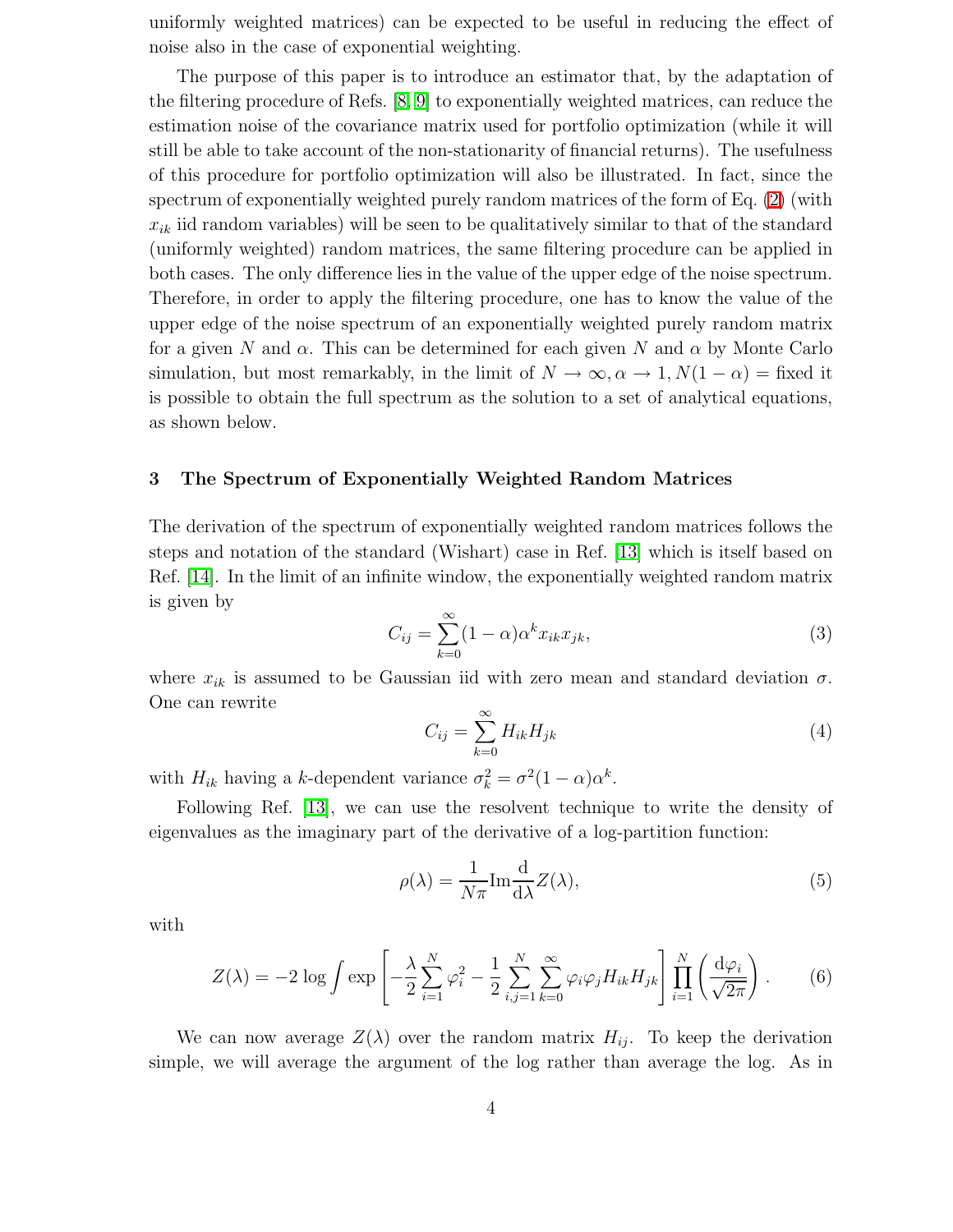uniformly weighted matrices) can be expected to be useful in reducing the effect of noise also in the case of exponential weighting.

The purpose of this paper is to introduce an estimator that, by the adaptation of the filtering procedure of Refs. [8, 9] to exponentially weighted matrices, can reduce the estimation noise of the covariance matrix used for portfolio optimization (while it will still be able to take account of the non-stationarity of financial returns). The usefulness of this procedure for portfolio optimization will also be illustrated. In fact, since the spectrum of exponentially weighted purely random matrices of the form of Eq. (2) (with $x_{ik}$ iid random variables) will be seen to be qualitatively similar to that of the standard (uniformly weighted) random matrices, the same filtering procedure can be applied in both cases. The only difference lies in the value of the upper edge of the noise spectrum. Therefore, in order to apply the filtering procedure, one has to know the value of the upper edge of the noise spectrum of an exponentially weighted purely random matrix for a given $N$ and $\alpha$. This can be determined for each given $N$ and $\alpha$ by Monte Carlo simulation, but most remarkably, in the limit of $N \to \infty, \alpha \to 1, N(1-\alpha) =$ fixed it is possible to obtain the full spectrum as the solution to a set of analytical equations, as shown below.

## 3 The Spectrum of Exponentially Weighted Random Matrices

The derivation of the spectrum of exponentially weighted random matrices follows the steps and notation of the standard (Wishart) case in Ref. [13] which is itself based on Ref. [14]. In the limit of an infinite window, the exponentially weighted random matrix is given by

$$C_{ij} = \sum_{k=0}^{\infty} (1-\alpha)\alpha^k x_{ik} x_{jk}, \tag{3}$$

where $x_{ik}$ is assumed to be Gaussian iid with zero mean and standard deviation $\sigma$. One can rewrite

$$C_{ij} = \sum_{k=0}^{\infty} H_{ik} H_{jk} \tag{4}$$

with $H_{ik}$ having a $k$-dependent variance $\sigma_k^2 = \sigma^2(1-\alpha)\alpha^k$.

Following Ref. [13], we can use the resolvent technique to write the density of eigenvalues as the imaginary part of the derivative of a log-partition function:

$$\rho(\lambda) = \frac{1}{N\pi} \mathrm{Im} \frac{\mathrm{d}}{\mathrm{d}\lambda} Z(\lambda), \tag{5}$$

with

$$Z(\lambda) = -2 \log \int \exp\left[ -\frac{\lambda}{2} \sum_{i=1}^{N} \varphi_i^2 - \frac{1}{2} \sum_{i,j=1}^{N} \sum_{k=0}^{\infty} \varphi_i \varphi_j H_{ik} H_{jk} \right] \prod_{i=1}^{N} \left( \frac{\mathrm{d}\varphi_i}{\sqrt{2\pi}} \right). \tag{6}$$

We can now average $Z(\lambda)$ over the random matrix $H_{ij}$. To keep the derivation simple, we will average the argument of the log rather than average the log. As in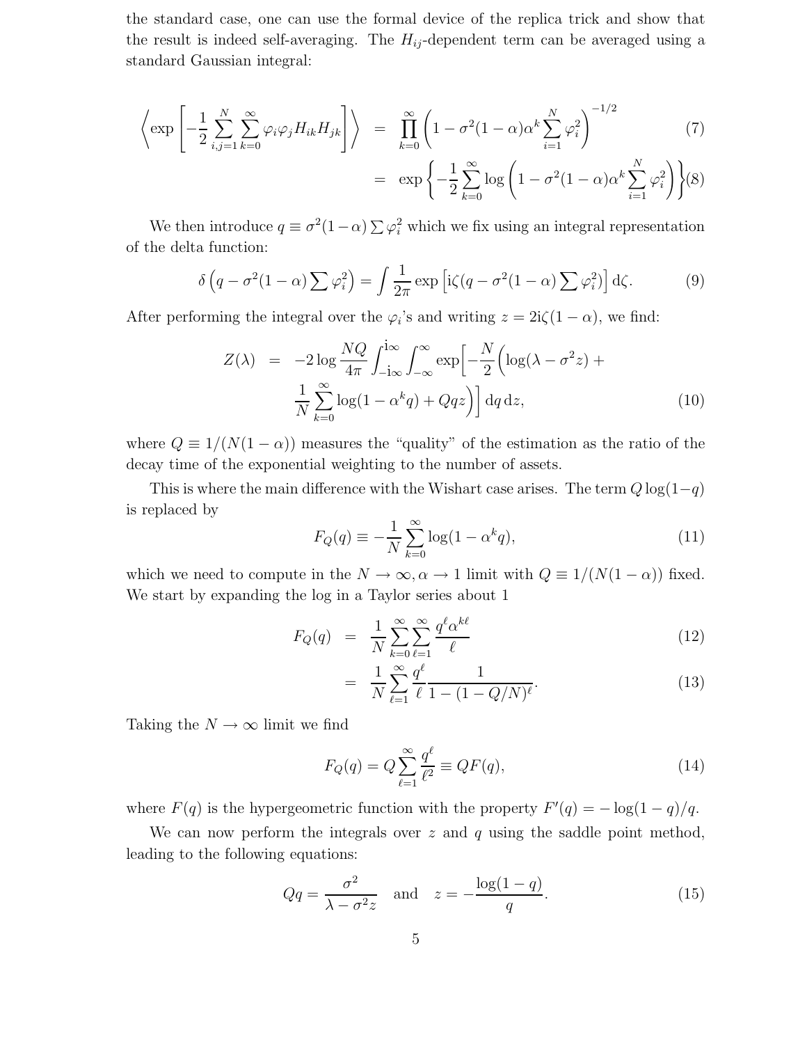the standard case, one can use the formal device of the replica trick and show that the result is indeed self-averaging. The $H_{ij}$-dependent term can be averaged using a standard Gaussian integral:

$$
\begin{aligned}
\left\langle \exp\left[-\frac{1}{2}\sum_{i,j=1}^{N}\sum_{k=0}^{\infty}\varphi_i\varphi_j H_{ik}H_{jk}\right]\right\rangle &= \prod_{k=0}^{\infty}\left(1-\sigma^2(1-\alpha)\alpha^k\sum_{i=1}^{N}\varphi_i^2\right)^{-1/2} && (7)\\
&= \exp\left\{-\frac{1}{2}\sum_{k=0}^{\infty}\log\left(1-\sigma^2(1-\alpha)\alpha^k\sum_{i=1}^{N}\varphi_i^2\right)\right\} && (8)
\end{aligned}
$$

We then introduce $q \equiv \sigma^2(1-\alpha)\sum\varphi_i^2$ which we fix using an integral representation of the delta function:

$$
\delta\left(q-\sigma^2(1-\alpha)\sum\varphi_i^2\right) = \int\frac{1}{2\pi}\exp\left[\mathrm{i}\zeta(q-\sigma^2(1-\alpha)\sum\varphi_i^2)\right]\mathrm{d}\zeta. \tag{9}
$$

After performing the integral over the $\varphi_i$'s and writing $z = 2\mathrm{i}\zeta(1-\alpha)$, we find:

$$
\begin{aligned}
Z(\lambda) &= -2\log\frac{NQ}{4\pi}\int_{-\mathrm{i}\infty}^{\mathrm{i}\infty}\int_{-\infty}^{\infty}\exp\Big[-\frac{N}{2}\Big(\log(\lambda-\sigma^2 z)+\\
&\qquad \frac{1}{N}\sum_{k=0}^{\infty}\log(1-\alpha^k q)+Qqz\Big)\Big]\,\mathrm{d}q\,\mathrm{d}z, && (10)
\end{aligned}
$$

where $Q \equiv 1/(N(1-\alpha))$ measures the "quality" of the estimation as the ratio of the decay time of the exponential weighting to the number of assets.

This is where the main difference with the Wishart case arises. The term $Q\log(1-q)$ is replaced by

$$
F_Q(q) \equiv -\frac{1}{N}\sum_{k=0}^{\infty}\log(1-\alpha^k q), \tag{11}
$$

which we need to compute in the $N\to\infty, \alpha\to 1$ limit with $Q \equiv 1/(N(1-\alpha))$ fixed. We start by expanding the log in a Taylor series about 1

$$
\begin{aligned}
F_Q(q) &= \frac{1}{N}\sum_{k=0}^{\infty}\sum_{\ell=1}^{\infty}\frac{q^\ell\alpha^{k\ell}}{\ell} && (12)\\
&= \frac{1}{N}\sum_{\ell=1}^{\infty}\frac{q^\ell}{\ell}\frac{1}{1-(1-Q/N)^\ell}. && (13)
\end{aligned}
$$

Taking the $N\to\infty$ limit we find

$$
F_Q(q) = Q\sum_{\ell=1}^{\infty}\frac{q^\ell}{\ell^2} \equiv QF(q), \tag{14}
$$

where $F(q)$ is the hypergeometric function with the property $F'(q) = -\log(1-q)/q$.

We can now perform the integrals over $z$ and $q$ using the saddle point method, leading to the following equations:

$$
Qq = \frac{\sigma^2}{\lambda-\sigma^2 z} \quad\text{and}\quad z = -\frac{\log(1-q)}{q}. \tag{15}
$$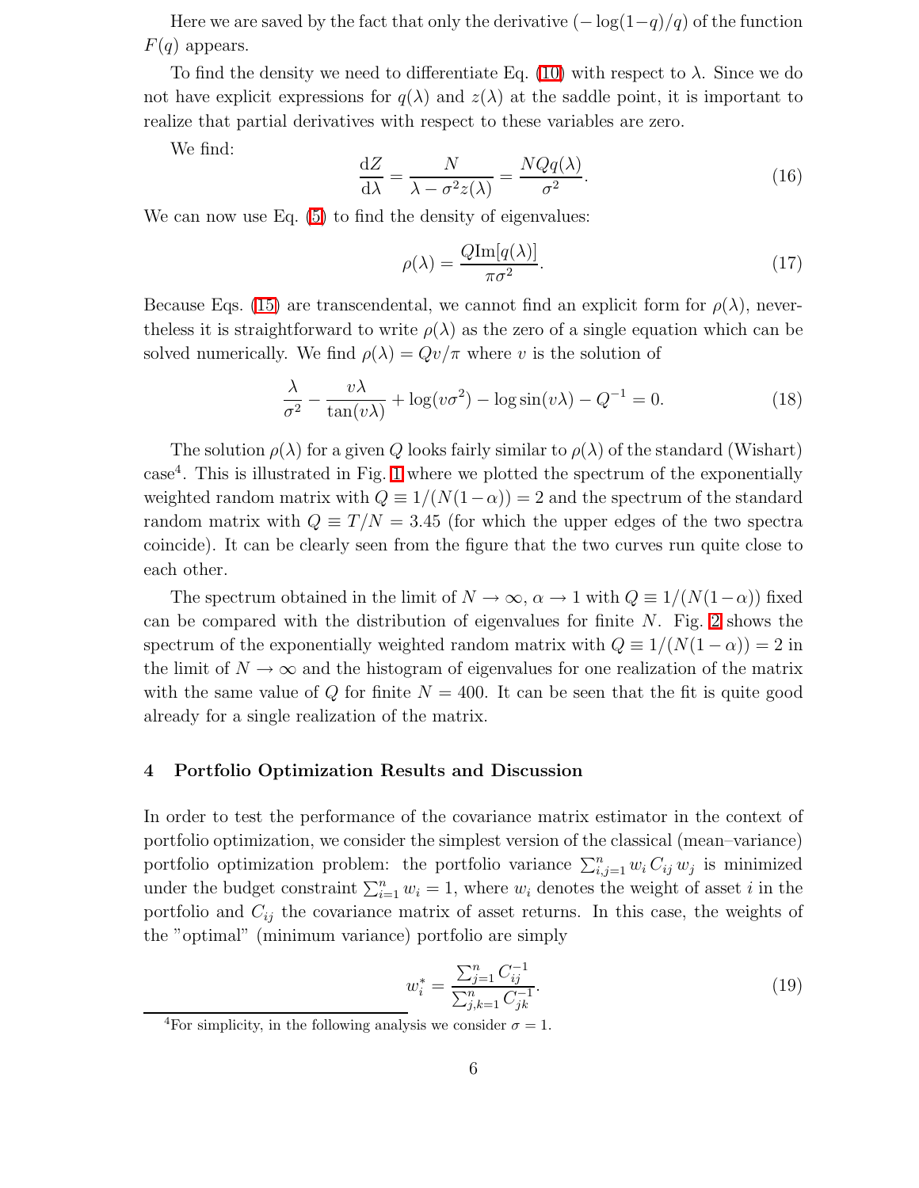Here we are saved by the fact that only the derivative $(-\log(1-q)/q)$ of the function $F(q)$ appears.

To find the density we need to differentiate Eq. (10) with respect to $\lambda$. Since we do not have explicit expressions for $q(\lambda)$ and $z(\lambda)$ at the saddle point, it is important to realize that partial derivatives with respect to these variables are zero.

We find:

$$\frac{\mathrm{d}Z}{\mathrm{d}\lambda} = \frac{N}{\lambda - \sigma^2 z(\lambda)} = \frac{NQq(\lambda)}{\sigma^2}. \tag{16}$$

We can now use Eq. (5) to find the density of eigenvalues:

$$\rho(\lambda) = \frac{Q\mathrm{Im}[q(\lambda)]}{\pi\sigma^2}. \tag{17}$$

Because Eqs. (15) are transcendental, we cannot find an explicit form for $\rho(\lambda)$, nevertheless it is straightforward to write $\rho(\lambda)$ as the zero of a single equation which can be solved numerically. We find $\rho(\lambda) = Qv/\pi$ where $v$ is the solution of

$$\frac{\lambda}{\sigma^2} - \frac{v\lambda}{\tan(v\lambda)} + \log(v\sigma^2) - \log\sin(v\lambda) - Q^{-1} = 0. \tag{18}$$

The solution $\rho(\lambda)$ for a given $Q$ looks fairly similar to $\rho(\lambda)$ of the standard (Wishart) case[4]. This is illustrated in Fig. 1 where we plotted the spectrum of the exponentially weighted random matrix with $Q \equiv 1/(N(1-\alpha)) = 2$ and the spectrum of the standard random matrix with $Q \equiv T/N = 3.45$ (for which the upper edges of the two spectra coincide). It can be clearly seen from the figure that the two curves run quite close to each other.

The spectrum obtained in the limit of $N \to \infty$, $\alpha \to 1$ with $Q \equiv 1/(N(1-\alpha))$ fixed can be compared with the distribution of eigenvalues for finite $N$. Fig. 2 shows the spectrum of the exponentially weighted random matrix with $Q \equiv 1/(N(1-\alpha)) = 2$ in the limit of $N \to \infty$ and the histogram of eigenvalues for one realization of the matrix with the same value of $Q$ for finite $N = 400$. It can be seen that the fit is quite good already for a single realization of the matrix.

## 4 Portfolio Optimization Results and Discussion

In order to test the performance of the covariance matrix estimator in the context of portfolio optimization, we consider the simplest version of the classical (mean–variance) portfolio optimization problem: the portfolio variance $\sum_{i,j=1}^{n} w_i\, C_{ij}\, w_j$ is minimized under the budget constraint $\sum_{i=1}^{n} w_i = 1$, where $w_i$ denotes the weight of asset $i$ in the portfolio and $C_{ij}$ the covariance matrix of asset returns. In this case, the weights of the "optimal" (minimum variance) portfolio are simply

$$w_i^* = \frac{\sum_{j=1}^{n} C_{ij}^{-1}}{\sum_{j,k=1}^{n} C_{jk}^{-1}}. \tag{19}$$

[4] For simplicity, in the following analysis we consider $\sigma = 1$.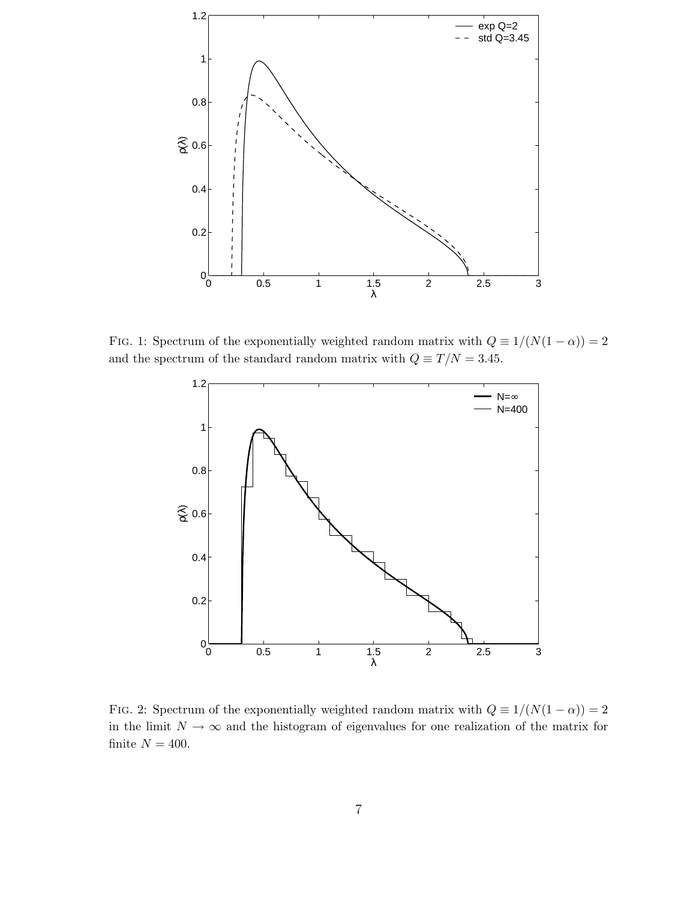FIG. 1: Spectrum of the exponentially weighted random matrix with $Q \equiv 1/(N(1-\alpha)) = 2$ and the spectrum of the standard random matrix with $Q \equiv T/N = 3.45$.

FIG. 2: Spectrum of the exponentially weighted random matrix with $Q \equiv 1/(N(1-\alpha)) = 2$ in the limit $N \to \infty$ and the histogram of eigenvalues for one realization of the matrix for finite $N = 400$.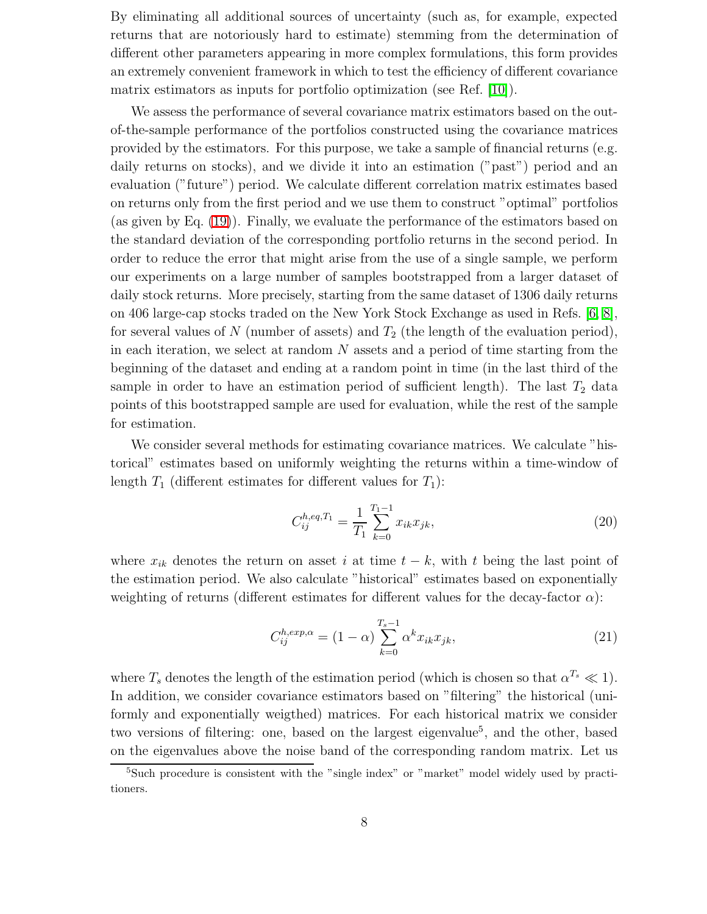By eliminating all additional sources of uncertainty (such as, for example, expected returns that are notoriously hard to estimate) stemming from the determination of different other parameters appearing in more complex formulations, this form provides an extremely convenient framework in which to test the efficiency of different covariance matrix estimators as inputs for portfolio optimization (see Ref. [10]).

We assess the performance of several covariance matrix estimators based on the out-of-the-sample performance of the portfolios constructed using the covariance matrices provided by the estimators. For this purpose, we take a sample of financial returns (e.g. daily returns on stocks), and we divide it into an estimation ("past") period and an evaluation ("future") period. We calculate different correlation matrix estimates based on returns only from the first period and we use them to construct "optimal" portfolios (as given by Eq. (19)). Finally, we evaluate the performance of the estimators based on the standard deviation of the corresponding portfolio returns in the second period. In order to reduce the error that might arise from the use of a single sample, we perform our experiments on a large number of samples bootstrapped from a larger dataset of daily stock returns. More precisely, starting from the same dataset of 1306 daily returns on 406 large-cap stocks traded on the New York Stock Exchange as used in Refs. [6, 8], for several values of $N$ (number of assets) and $T_2$ (the length of the evaluation period), in each iteration, we select at random $N$ assets and a period of time starting from the beginning of the dataset and ending at a random point in time (in the last third of the sample in order to have an estimation period of sufficient length). The last $T_2$ data points of this bootstrapped sample are used for evaluation, while the rest of the sample for estimation.

We consider several methods for estimating covariance matrices. We calculate "historical" estimates based on uniformly weighting the returns within a time-window of length $T_1$ (different estimates for different values for $T_1$):

$$C_{ij}^{h,eq,T_1} = \frac{1}{T_1} \sum_{k=0}^{T_1-1} x_{ik} x_{jk}, \tag{20}$$

where $x_{ik}$ denotes the return on asset $i$ at time $t-k$, with $t$ being the last point of the estimation period. We also calculate "historical" estimates based on exponentially weighting of returns (different estimates for different values for the decay-factor $\alpha$):

$$C_{ij}^{h,exp,\alpha} = (1-\alpha) \sum_{k=0}^{T_s-1} \alpha^k x_{ik} x_{jk}, \tag{21}$$

where $T_s$ denotes the length of the estimation period (which is chosen so that $\alpha^{T_s} \ll 1$). In addition, we consider covariance estimators based on "filtering" the historical (uniformly and exponentially weigthed) matrices. For each historical matrix we consider two versions of filtering: one, based on the largest eigenvalue[5], and the other, based on the eigenvalues above the noise band of the corresponding random matrix. Let us

[5] Such procedure is consistent with the "single index" or "market" model widely used by practitioners.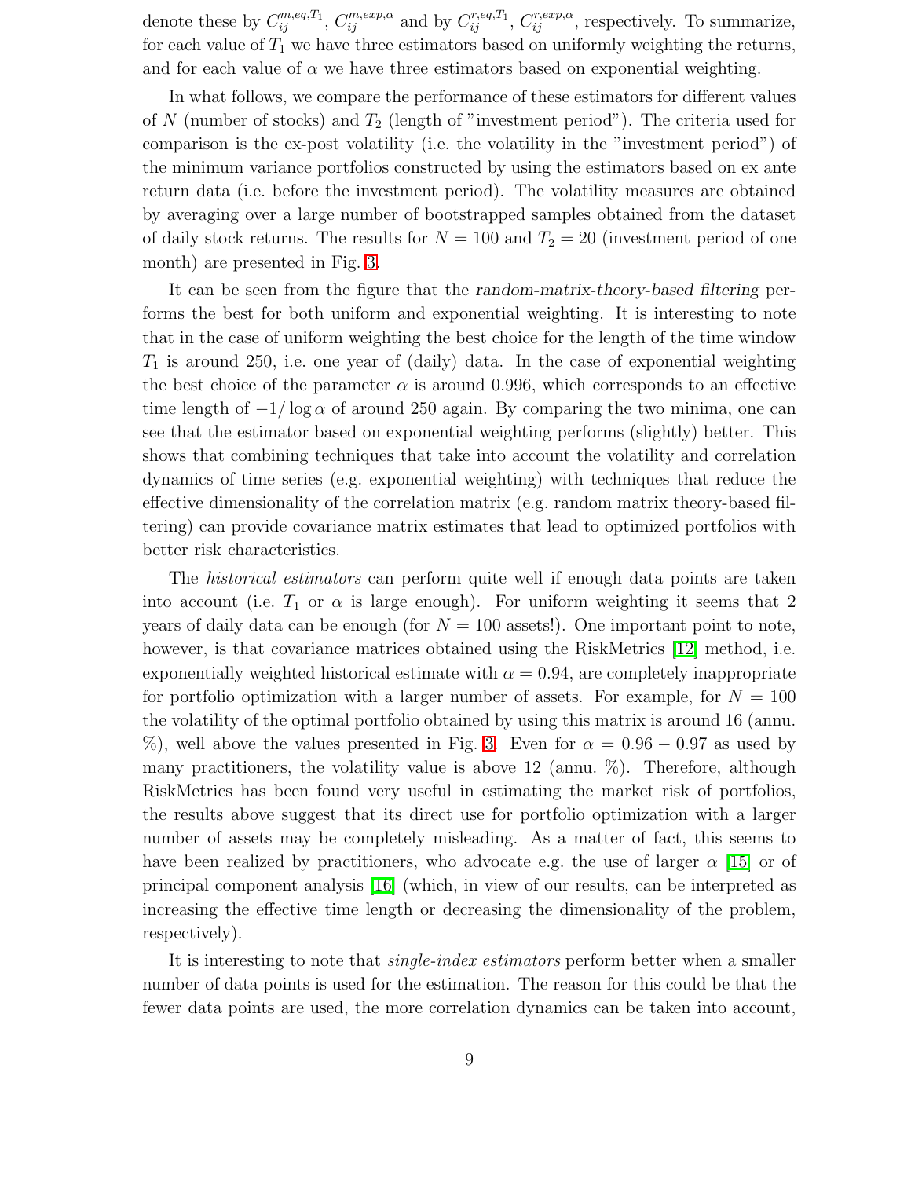denote these by $C_{ij}^{m,eq,T_1}$, $C_{ij}^{m,exp,\alpha}$ and by $C_{ij}^{r,eq,T_1}$, $C_{ij}^{r,exp,\alpha}$, respectively. To summarize, for each value of $T_1$ we have three estimators based on uniformly weighting the returns, and for each value of $\alpha$ we have three estimators based on exponential weighting.

In what follows, we compare the performance of these estimators for different values of $N$ (number of stocks) and $T_2$ (length of "investment period"). The criteria used for comparison is the ex-post volatility (i.e. the volatility in the "investment period") of the minimum variance portfolios constructed by using the estimators based on ex ante return data (i.e. before the investment period). The volatility measures are obtained by averaging over a large number of bootstrapped samples obtained from the dataset of daily stock returns. The results for $N = 100$ and $T_2 = 20$ (investment period of one month) are presented in Fig. 3.

It can be seen from the figure that the *random-matrix-theory-based filtering* performs the best for both uniform and exponential weighting. It is interesting to note that in the case of uniform weighting the best choice for the length of the time window $T_1$ is around 250, i.e. one year of (daily) data. In the case of exponential weighting the best choice of the parameter $\alpha$ is around 0.996, which corresponds to an effective time length of $-1/\log\alpha$ of around 250 again. By comparing the two minima, one can see that the estimator based on exponential weighting performs (slightly) better. This shows that combining techniques that take into account the volatility and correlation dynamics of time series (e.g. exponential weighting) with techniques that reduce the effective dimensionality of the correlation matrix (e.g. random matrix theory-based filtering) can provide covariance matrix estimates that lead to optimized portfolios with better risk characteristics.

The *historical estimators* can perform quite well if enough data points are taken into account (i.e. $T_1$ or $\alpha$ is large enough). For uniform weighting it seems that 2 years of daily data can be enough (for $N = 100$ assets!). One important point to note, however, is that covariance matrices obtained using the RiskMetrics [12] method, i.e. exponentially weighted historical estimate with $\alpha = 0.94$, are completely inappropriate for portfolio optimization with a larger number of assets. For example, for $N = 100$ the volatility of the optimal portfolio obtained by using this matrix is around 16 (annu. %), well above the values presented in Fig. 3. Even for $\alpha = 0.96 - 0.97$ as used by many practitioners, the volatility value is above 12 (annu. %). Therefore, although RiskMetrics has been found very useful in estimating the market risk of portfolios, the results above suggest that its direct use for portfolio optimization with a larger number of assets may be completely misleading. As a matter of fact, this seems to have been realized by practitioners, who advocate e.g. the use of larger $\alpha$ [15] or of principal component analysis [16] (which, in view of our results, can be interpreted as increasing the effective time length or decreasing the dimensionality of the problem, respectively).

It is interesting to note that *single-index estimators* perform better when a smaller number of data points is used for the estimation. The reason for this could be that the fewer data points are used, the more correlation dynamics can be taken into account,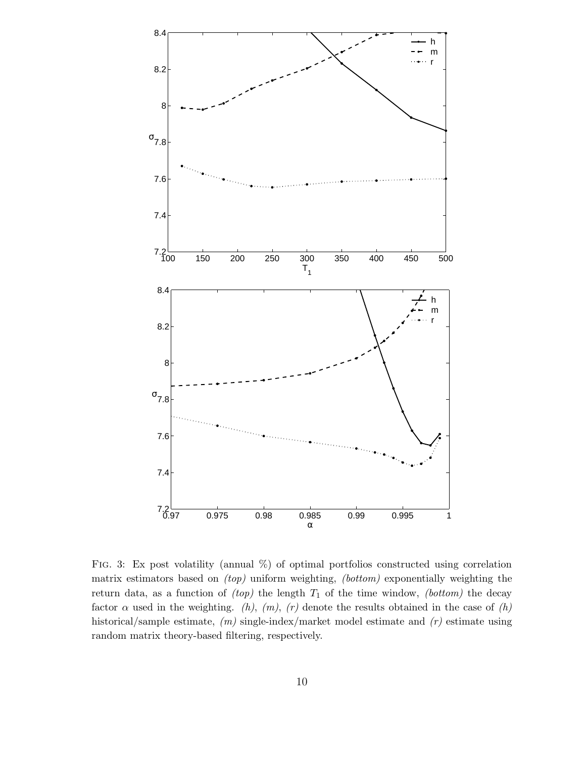FIG. 3: Ex post volatility (annual %) of optimal portfolios constructed using correlation matrix estimators based on *(top)* uniform weighting, *(bottom)* exponentially weighting the return data, as a function of *(top)* the length $T_1$ of the time window, *(bottom)* the decay factor $\alpha$ used in the weighting. *(h)*, *(m)*, *(r)* denote the results obtained in the case of *(h)* historical/sample estimate, *(m)* single-index/market model estimate and *(r)* estimate using random matrix theory-based filtering, respectively.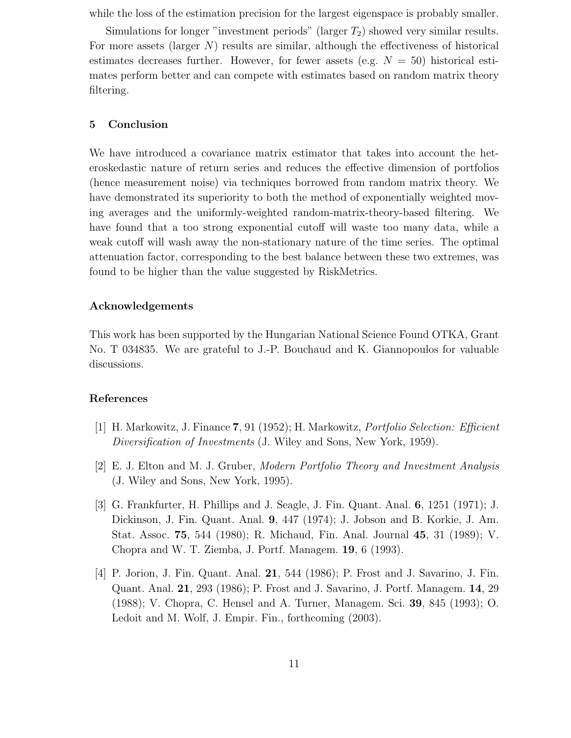while the loss of the estimation precision for the largest eigenspace is probably smaller.

Simulations for longer "investment periods" (larger $T_2$) showed very similar results. For more assets (larger $N$) results are similar, although the effectiveness of historical estimates decreases further. However, for fewer assets (e.g. $N = 50$) historical estimates perform better and can compete with estimates based on random matrix theory filtering.

## 5 Conclusion

We have introduced a covariance matrix estimator that takes into account the heteroskedastic nature of return series and reduces the effective dimension of portfolios (hence measurement noise) via techniques borrowed from random matrix theory. We have demonstrated its superiority to both the method of exponentially weighted moving averages and the uniformly-weighted random-matrix-theory-based filtering. We have found that a too strong exponential cutoff will waste too many data, while a weak cutoff will wash away the non-stationary nature of the time series. The optimal attenuation factor, corresponding to the best balance between these two extremes, was found to be higher than the value suggested by RiskMetrics.

## Acknowledgements

This work has been supported by the Hungarian National Science Found OTKA, Grant No. T 034835. We are grateful to J.-P. Bouchaud and K. Giannopoulos for valuable discussions.

## References

[1] H. Markowitz, J. Finance **7**, 91 (1952); H. Markowitz, *Portfolio Selection: Efficient Diversification of Investments* (J. Wiley and Sons, New York, 1959).

[2] E. J. Elton and M. J. Gruber, *Modern Portfolio Theory and Investment Analysis* (J. Wiley and Sons, New York, 1995).

[3] G. Frankfurter, H. Phillips and J. Seagle, J. Fin. Quant. Anal. **6**, 1251 (1971); J. Dickinson, J. Fin. Quant. Anal. **9**, 447 (1974); J. Jobson and B. Korkie, J. Am. Stat. Assoc. **75**, 544 (1980); R. Michaud, Fin. Anal. Journal **45**, 31 (1989); V. Chopra and W. T. Ziemba, J. Portf. Managem. **19**, 6 (1993).

[4] P. Jorion, J. Fin. Quant. Anal. **21**, 544 (1986); P. Frost and J. Savarino, J. Fin. Quant. Anal. **21**, 293 (1986); P. Frost and J. Savarino, J. Portf. Managem. **14**, 29 (1988); V. Chopra, C. Hensel and A. Turner, Managem. Sci. **39**, 845 (1993); O. Ledoit and M. Wolf, J. Empir. Fin., forthcoming (2003).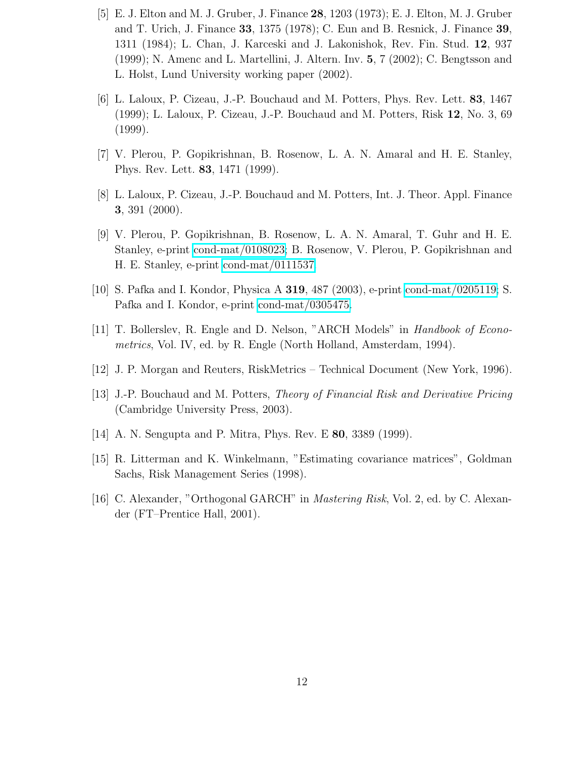[5] E. J. Elton and M. J. Gruber, J. Finance **28**, 1203 (1973); E. J. Elton, M. J. Gruber and T. Urich, J. Finance **33**, 1375 (1978); C. Eun and B. Resnick, J. Finance **39**, 1311 (1984); L. Chan, J. Karceski and J. Lakonishok, Rev. Fin. Stud. **12**, 937 (1999); N. Amenc and L. Martellini, J. Altern. Inv. **5**, 7 (2002); C. Bengtsson and L. Holst, Lund University working paper (2002).

[6] L. Laloux, P. Cizeau, J.-P. Bouchaud and M. Potters, Phys. Rev. Lett. **83**, 1467 (1999); L. Laloux, P. Cizeau, J.-P. Bouchaud and M. Potters, Risk **12**, No. 3, 69 (1999).

[7] V. Plerou, P. Gopikrishnan, B. Rosenow, L. A. N. Amaral and H. E. Stanley, Phys. Rev. Lett. **83**, 1471 (1999).

[8] L. Laloux, P. Cizeau, J.-P. Bouchaud and M. Potters, Int. J. Theor. Appl. Finance **3**, 391 (2000).

[9] V. Plerou, P. Gopikrishnan, B. Rosenow, L. A. N. Amaral, T. Guhr and H. E. Stanley, e-print cond-mat/0108023; B. Rosenow, V. Plerou, P. Gopikrishnan and H. E. Stanley, e-print cond-mat/0111537.

[10] S. Pafka and I. Kondor, Physica A **319**, 487 (2003), e-print cond-mat/0205119; S. Pafka and I. Kondor, e-print cond-mat/0305475.

[11] T. Bollerslev, R. Engle and D. Nelson, "ARCH Models" in *Handbook of Econometrics*, Vol. IV, ed. by R. Engle (North Holland, Amsterdam, 1994).

[12] J. P. Morgan and Reuters, RiskMetrics – Technical Document (New York, 1996).

[13] J.-P. Bouchaud and M. Potters, *Theory of Financial Risk and Derivative Pricing* (Cambridge University Press, 2003).

[14] A. N. Sengupta and P. Mitra, Phys. Rev. E **80**, 3389 (1999).

[15] R. Litterman and K. Winkelmann, "Estimating covariance matrices", Goldman Sachs, Risk Management Series (1998).

[16] C. Alexander, "Orthogonal GARCH" in *Mastering Risk*, Vol. 2, ed. by C. Alexander (FT–Prentice Hall, 2001).